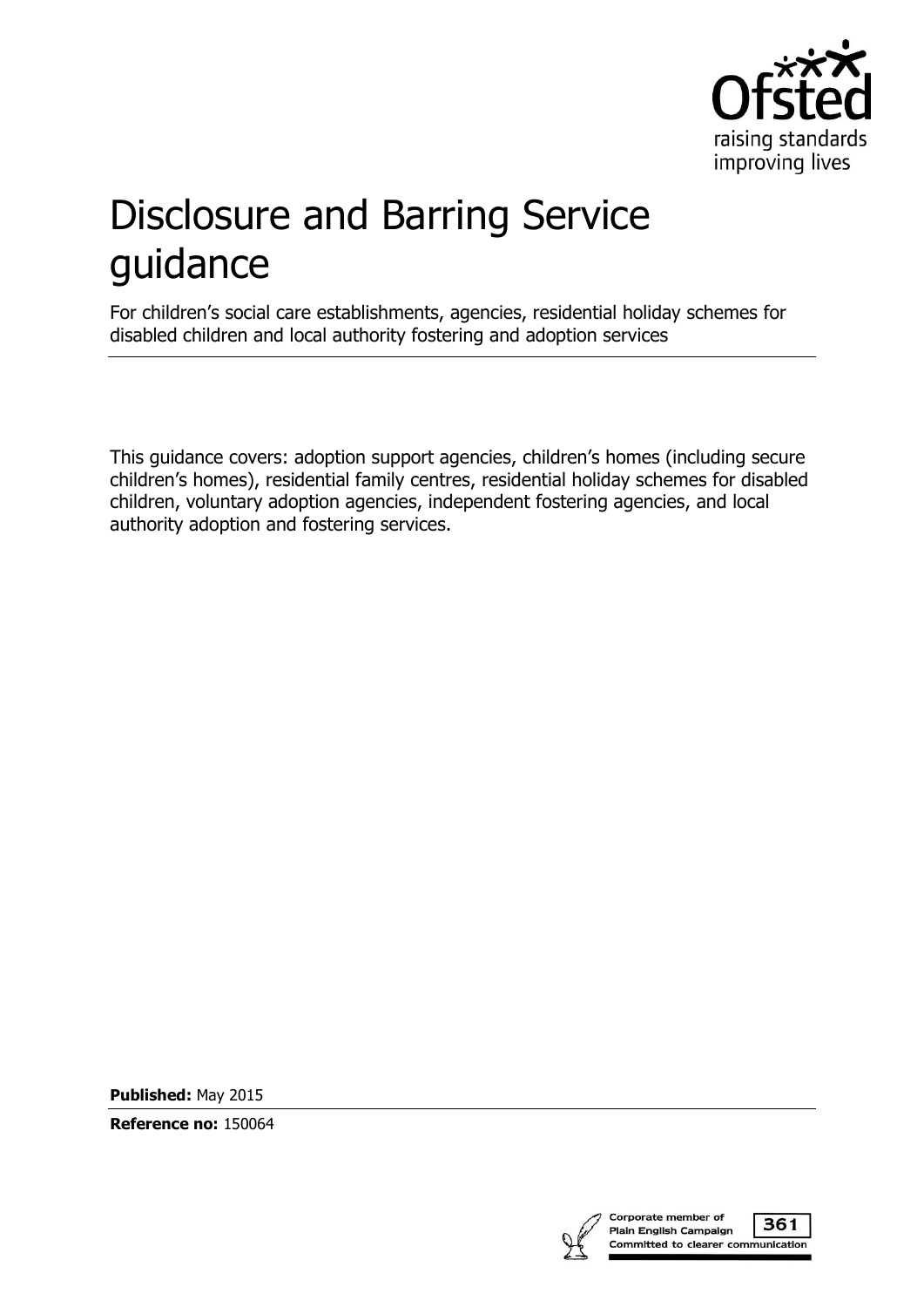# Disclosure and Barring Service guidance

For children's social care establishments, agencies, residential holiday schemes for disabled children and local authority fostering and adoption services

This guidance covers: adoption support agencies, children's homes (including secure children's homes), residential family centres, residential holiday schemes for disabled children, voluntary adoption agencies, independent fostering agencies, and local authority adoption and fostering services.

**Published:** May 2015

**Reference no:** 150064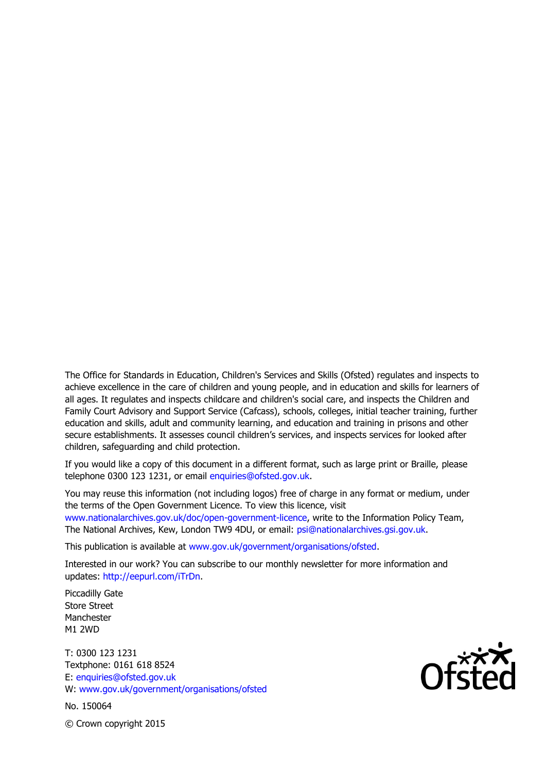The Office for Standards in Education, Children's Services and Skills (Ofsted) regulates and inspects to achieve excellence in the care of children and young people, and in education and skills for learners of all ages. It regulates and inspects childcare and children's social care, and inspects the Children and Family Court Advisory and Support Service (Cafcass), schools, colleges, initial teacher training, further education and skills, adult and community learning, and education and training in prisons and other secure establishments. It assesses council children's services, and inspects services for looked after children, safeguarding and child protection.

If you would like a copy of this document in a different format, such as large print or Braille, please telephone 0300 123 1231, or email enquiries@ofsted.gov.uk.

You may reuse this information (not including logos) free of charge in any format or medium, under the terms of the Open Government Licence. To view this licence, visit www.nationalarchives.gov.uk/doc/open-government-licence, write to the Information Policy Team, The National Archives, Kew, London TW9 4DU, or email: psi@nationalarchives.gsi.gov.uk.

This publication is available at www.gov.uk/government/organisations/ofsted.

Interested in our work? You can subscribe to our monthly newsletter for more information and updates: http://eepurl.com/iTrDn.

Piccadilly Gate
Store Street
Manchester
M1 2WD

T: 0300 123 1231
Textphone: 0161 618 8524
E: enquiries@ofsted.gov.uk
W: www.gov.uk/government/organisations/ofsted

No. 150064

© Crown copyright 2015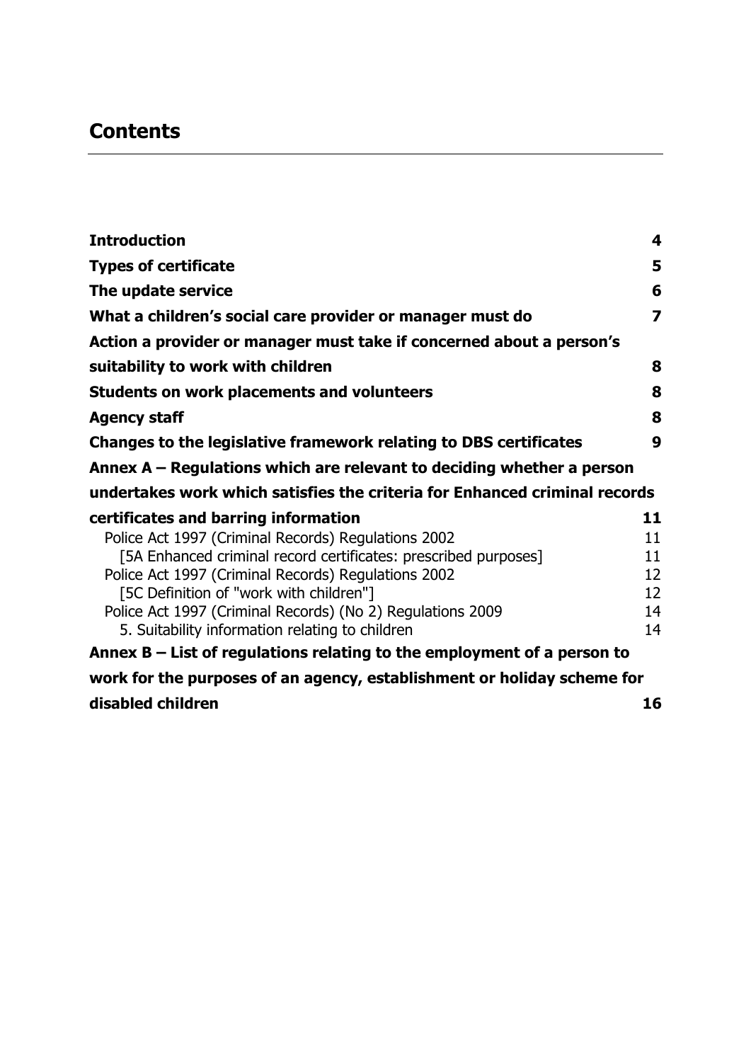# Contents

| | |
|---|---|
| **Introduction** | **4** |
| **Types of certificate** | **5** |
| **The update service** | **6** |
| **What a children's social care provider or manager must do** | **7** |
| **Action a provider or manager must take if concerned about a person's suitability to work with children** | **8** |
| **Students on work placements and volunteers** | **8** |
| **Agency staff** | **8** |
| **Changes to the legislative framework relating to DBS certificates** | **9** |
| **Annex A – Regulations which are relevant to deciding whether a person undertakes work which satisfies the criteria for Enhanced criminal records certificates and barring information** | **11** |
| Police Act 1997 (Criminal Records) Regulations 2002 | 11 |
| [5A Enhanced criminal record certificates: prescribed purposes] | 11 |
| Police Act 1997 (Criminal Records) Regulations 2002 | 12 |
| [5C Definition of "work with children"] | 12 |
| Police Act 1997 (Criminal Records) (No 2) Regulations 2009 | 14 |
| 5. Suitability information relating to children | 14 |
| **Annex B – List of regulations relating to the employment of a person to work for the purposes of an agency, establishment or holiday scheme for disabled children** | **16** |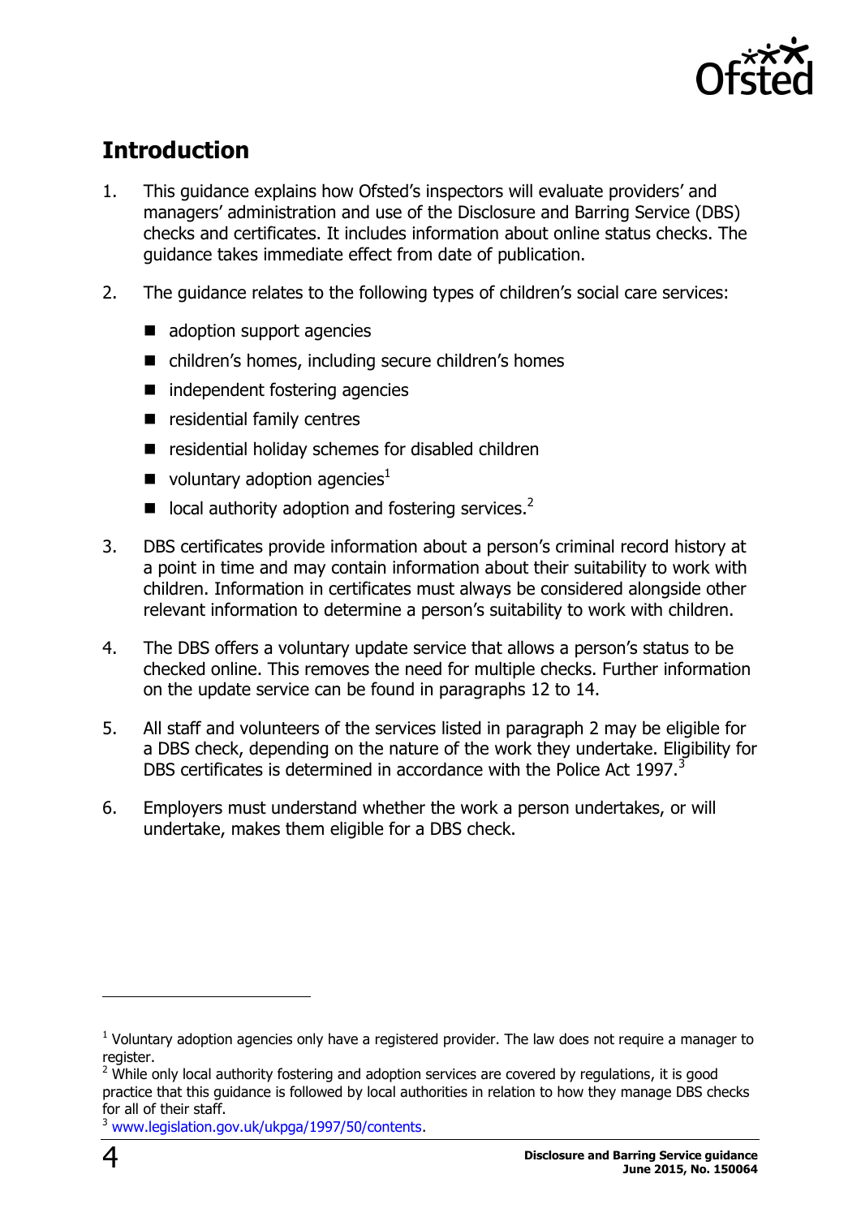## Introduction

1. This guidance explains how Ofsted's inspectors will evaluate providers' and managers' administration and use of the Disclosure and Barring Service (DBS) checks and certificates. It includes information about online status checks. The guidance takes immediate effect from date of publication.

2. The guidance relates to the following types of children's social care services:

   - adoption support agencies
   - children's homes, including secure children's homes
   - independent fostering agencies
   - residential family centres
   - residential holiday schemes for disabled children
   - voluntary adoption agencies[1]
   - local authority adoption and fostering services.[2]

3. DBS certificates provide information about a person's criminal record history at a point in time and may contain information about their suitability to work with children. Information in certificates must always be considered alongside other relevant information to determine a person's suitability to work with children.

4. The DBS offers a voluntary update service that allows a person's status to be checked online. This removes the need for multiple checks. Further information on the update service can be found in paragraphs 12 to 14.

5. All staff and volunteers of the services listed in paragraph 2 may be eligible for a DBS check, depending on the nature of the work they undertake. Eligibility for DBS certificates is determined in accordance with the Police Act 1997.[3]

6. Employers must understand whether the work a person undertakes, or will undertake, makes them eligible for a DBS check.

---

[1] Voluntary adoption agencies only have a registered provider. The law does not require a manager to register.

[2] While only local authority fostering and adoption services are covered by regulations, it is good practice that this guidance is followed by local authorities in relation to how they manage DBS checks for all of their staff.

[3] www.legislation.gov.uk/ukpga/1997/50/contents.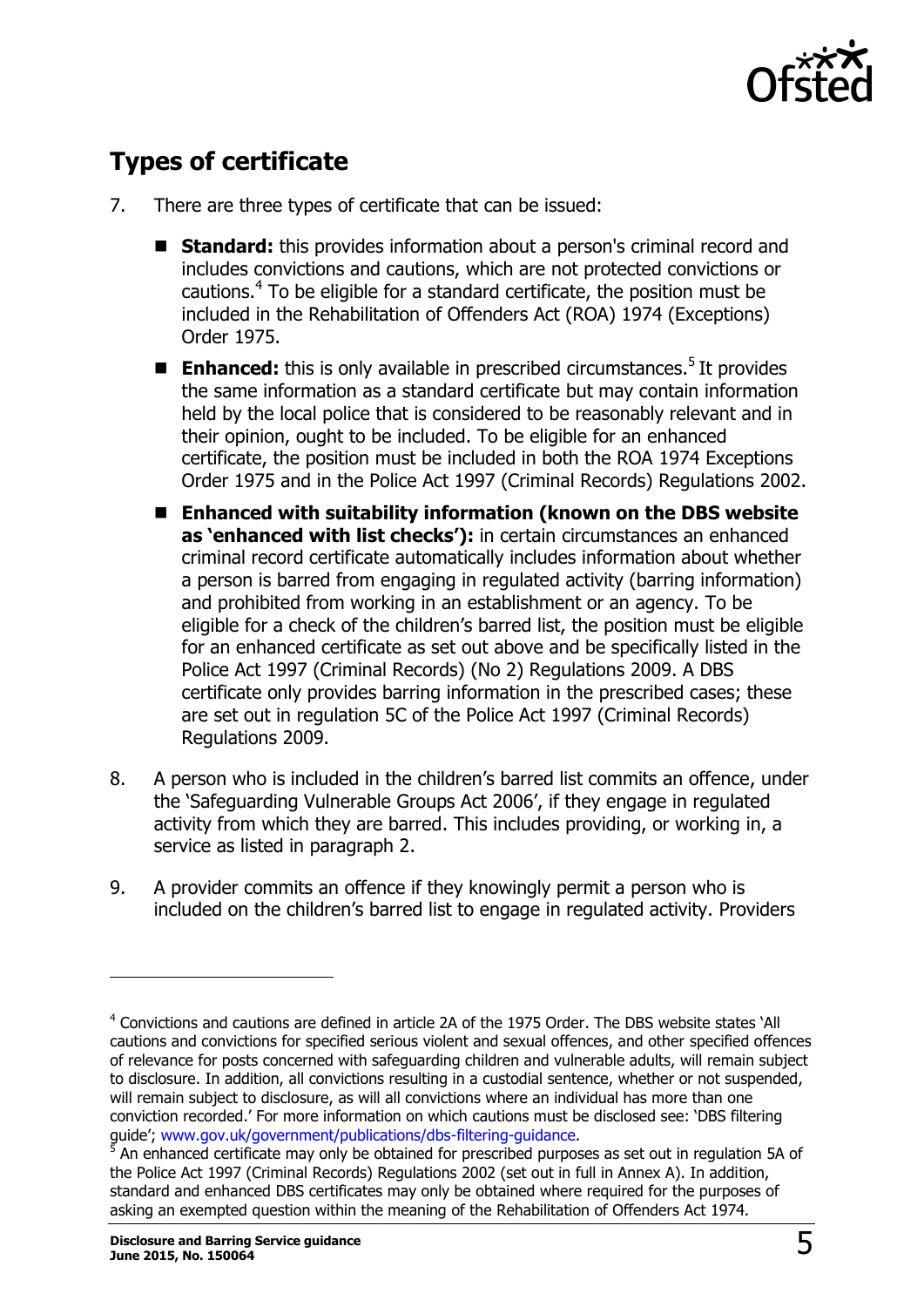## Types of certificate

7. There are three types of certificate that can be issued:

   - **Standard:** this provides information about a person's criminal record and includes convictions and cautions, which are not protected convictions or cautions.[4] To be eligible for a standard certificate, the position must be included in the Rehabilitation of Offenders Act (ROA) 1974 (Exceptions) Order 1975.
   - **Enhanced:** this is only available in prescribed circumstances.[5] It provides the same information as a standard certificate but may contain information held by the local police that is considered to be reasonably relevant and in their opinion, ought to be included. To be eligible for an enhanced certificate, the position must be included in both the ROA 1974 Exceptions Order 1975 and in the Police Act 1997 (Criminal Records) Regulations 2002.
   - **Enhanced with suitability information (known on the DBS website as 'enhanced with list checks'):** in certain circumstances an enhanced criminal record certificate automatically includes information about whether a person is barred from engaging in regulated activity (barring information) and prohibited from working in an establishment or an agency. To be eligible for a check of the children's barred list, the position must be eligible for an enhanced certificate as set out above and be specifically listed in the Police Act 1997 (Criminal Records) (No 2) Regulations 2009. A DBS certificate only provides barring information in the prescribed cases; these are set out in regulation 5C of the Police Act 1997 (Criminal Records) Regulations 2009.

8. A person who is included in the children's barred list commits an offence, under the 'Safeguarding Vulnerable Groups Act 2006', if they engage in regulated activity from which they are barred. This includes providing, or working in, a service as listed in paragraph 2.

9. A provider commits an offence if they knowingly permit a person who is included on the children's barred list to engage in regulated activity. Providers

---

[4] Convictions and cautions are defined in article 2A of the 1975 Order. The DBS website states 'All cautions and convictions for specified serious violent and sexual offences, and other specified offences of relevance for posts concerned with safeguarding children and vulnerable adults, will remain subject to disclosure. In addition, all convictions resulting in a custodial sentence, whether or not suspended, will remain subject to disclosure, as will all convictions where an individual has more than one conviction recorded.' For more information on which cautions must be disclosed see: 'DBS filtering guide'; www.gov.uk/government/publications/dbs-filtering-guidance.

[5] An enhanced certificate may only be obtained for prescribed purposes as set out in regulation 5A of the Police Act 1997 (Criminal Records) Regulations 2002 (set out in full in Annex A). In addition, standard and enhanced DBS certificates may only be obtained where required for the purposes of asking an exempted question within the meaning of the Rehabilitation of Offenders Act 1974.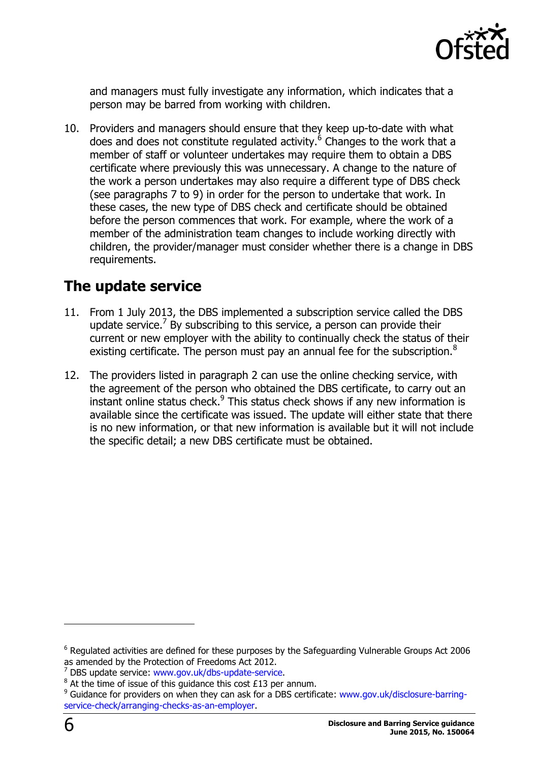and managers must fully investigate any information, which indicates that a person may be barred from working with children.

10. Providers and managers should ensure that they keep up-to-date with what does and does not constitute regulated activity.[6] Changes to the work that a member of staff or volunteer undertakes may require them to obtain a DBS certificate where previously this was unnecessary. A change to the nature of the work a person undertakes may also require a different type of DBS check (see paragraphs 7 to 9) in order for the person to undertake that work. In these cases, the new type of DBS check and certificate should be obtained before the person commences that work. For example, where the work of a member of the administration team changes to include working directly with children, the provider/manager must consider whether there is a change in DBS requirements.

## The update service

11. From 1 July 2013, the DBS implemented a subscription service called the DBS update service.[7] By subscribing to this service, a person can provide their current or new employer with the ability to continually check the status of their existing certificate. The person must pay an annual fee for the subscription.[8]

12. The providers listed in paragraph 2 can use the online checking service, with the agreement of the person who obtained the DBS certificate, to carry out an instant online status check.[9] This status check shows if any new information is available since the certificate was issued. The update will either state that there is no new information, or that new information is available but it will not include the specific detail; a new DBS certificate must be obtained.

---

[6] Regulated activities are defined for these purposes by the Safeguarding Vulnerable Groups Act 2006 as amended by the Protection of Freedoms Act 2012.

[7] DBS update service: www.gov.uk/dbs-update-service.

[8] At the time of issue of this guidance this cost £13 per annum.

[9] Guidance for providers on when they can ask for a DBS certificate: www.gov.uk/disclosure-barring-service-check/arranging-checks-as-an-employer.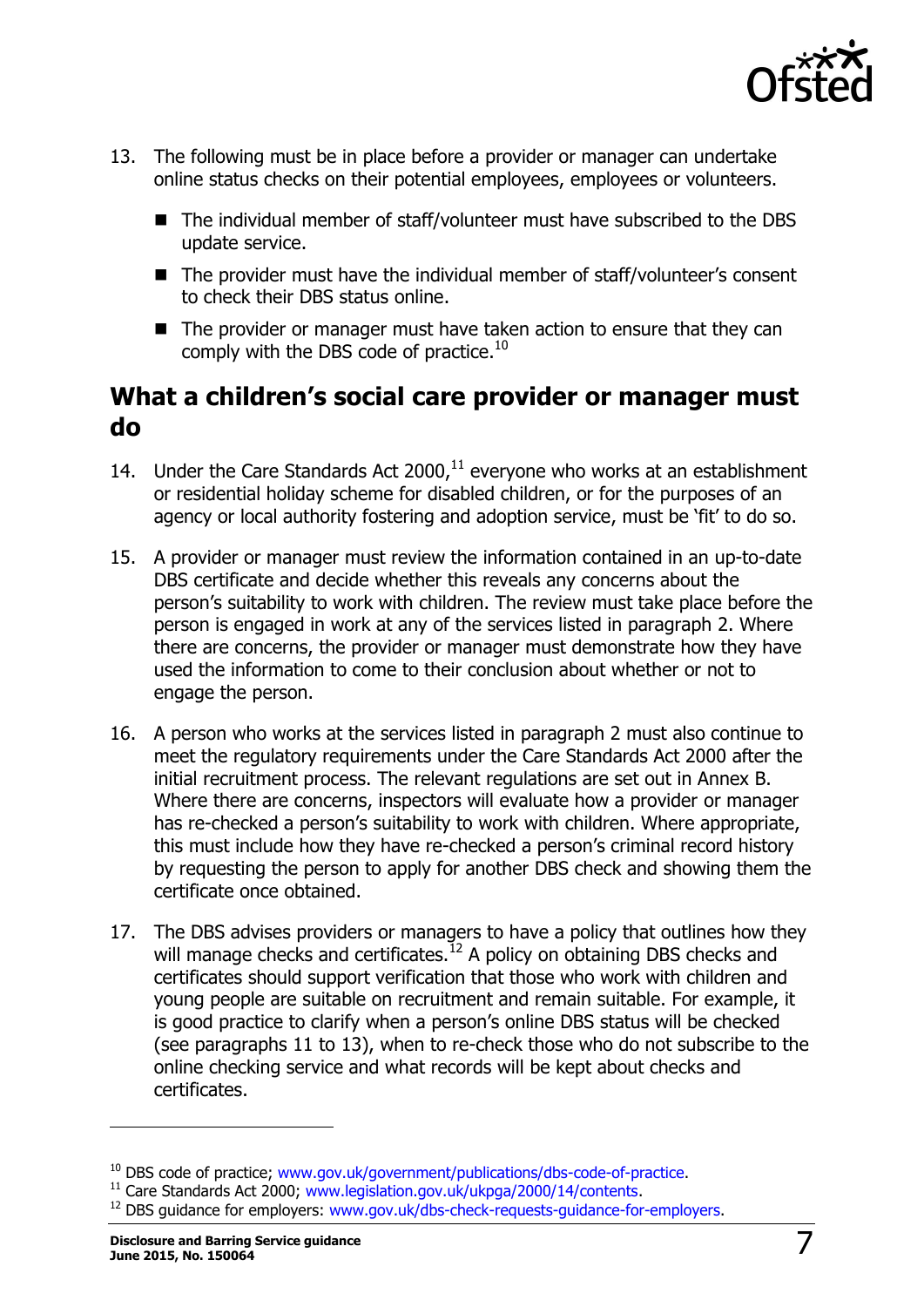13. The following must be in place before a provider or manager can undertake online status checks on their potential employees, employees or volunteers.
    - The individual member of staff/volunteer must have subscribed to the DBS update service.
    - The provider must have the individual member of staff/volunteer's consent to check their DBS status online.
    - The provider or manager must have taken action to ensure that they can comply with the DBS code of practice.[10]

## What a children's social care provider or manager must do

14. Under the Care Standards Act 2000,[11] everyone who works at an establishment or residential holiday scheme for disabled children, or for the purposes of an agency or local authority fostering and adoption service, must be 'fit' to do so.

15. A provider or manager must review the information contained in an up-to-date DBS certificate and decide whether this reveals any concerns about the person's suitability to work with children. The review must take place before the person is engaged in work at any of the services listed in paragraph 2. Where there are concerns, the provider or manager must demonstrate how they have used the information to come to their conclusion about whether or not to engage the person.

16. A person who works at the services listed in paragraph 2 must also continue to meet the regulatory requirements under the Care Standards Act 2000 after the initial recruitment process. The relevant regulations are set out in Annex B. Where there are concerns, inspectors will evaluate how a provider or manager has re-checked a person's suitability to work with children. Where appropriate, this must include how they have re-checked a person's criminal record history by requesting the person to apply for another DBS check and showing them the certificate once obtained.

17. The DBS advises providers or managers to have a policy that outlines how they will manage checks and certificates.[12] A policy on obtaining DBS checks and certificates should support verification that those who work with children and young people are suitable on recruitment and remain suitable. For example, it is good practice to clarify when a person's online DBS status will be checked (see paragraphs 11 to 13), when to re-check those who do not subscribe to the online checking service and what records will be kept about checks and certificates.

---

[10] DBS code of practice; www.gov.uk/government/publications/dbs-code-of-practice.

[11] Care Standards Act 2000; www.legislation.gov.uk/ukpga/2000/14/contents.

[12] DBS guidance for employers: www.gov.uk/dbs-check-requests-guidance-for-employers.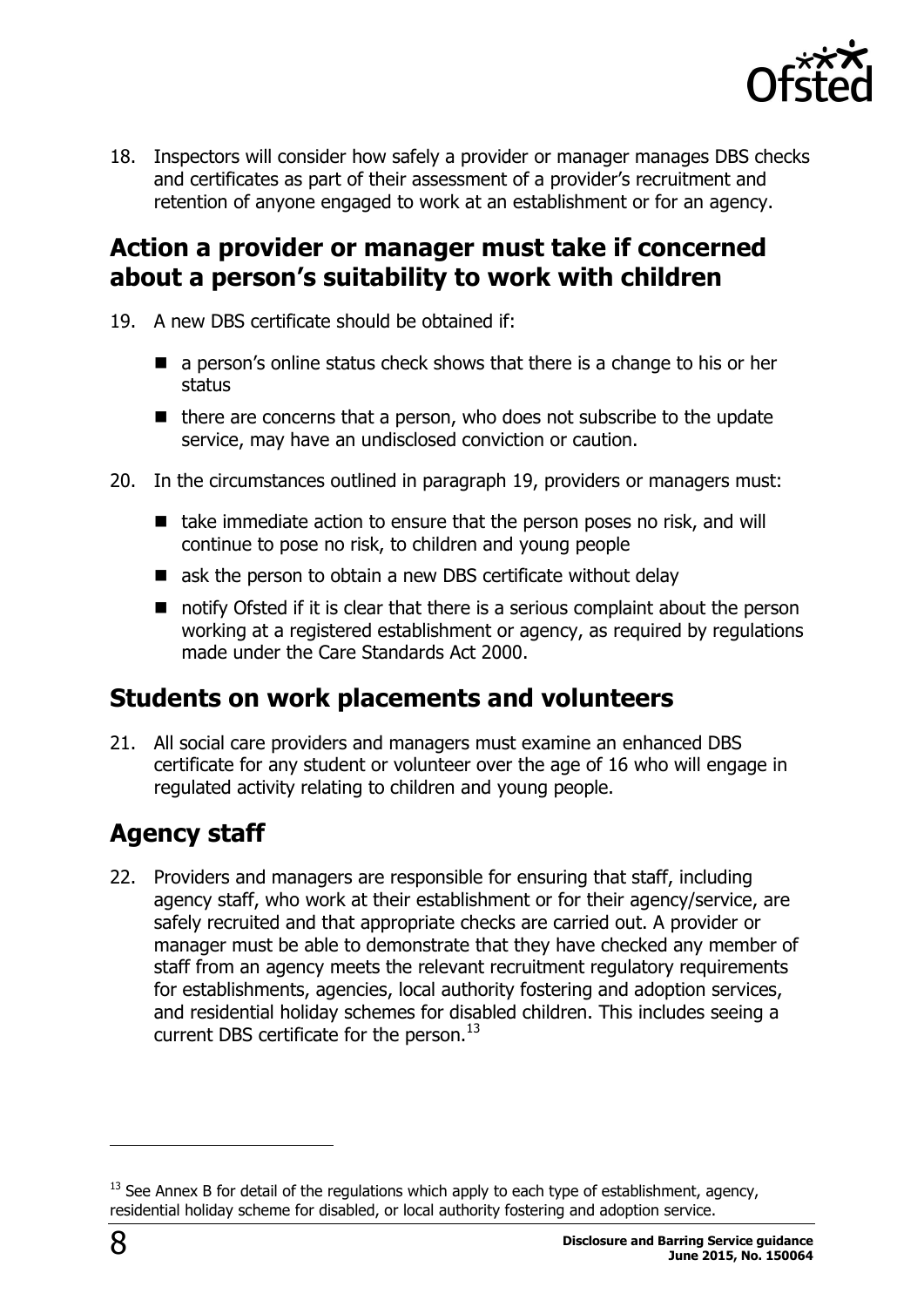18. Inspectors will consider how safely a provider or manager manages DBS checks and certificates as part of their assessment of a provider's recruitment and retention of anyone engaged to work at an establishment or for an agency.

## Action a provider or manager must take if concerned about a person's suitability to work with children

19. A new DBS certificate should be obtained if:

    - a person's online status check shows that there is a change to his or her status
    - there are concerns that a person, who does not subscribe to the update service, may have an undisclosed conviction or caution.

20. In the circumstances outlined in paragraph 19, providers or managers must:

    - take immediate action to ensure that the person poses no risk, and will continue to pose no risk, to children and young people
    - ask the person to obtain a new DBS certificate without delay
    - notify Ofsted if it is clear that there is a serious complaint about the person working at a registered establishment or agency, as required by regulations made under the Care Standards Act 2000.

## Students on work placements and volunteers

21. All social care providers and managers must examine an enhanced DBS certificate for any student or volunteer over the age of 16 who will engage in regulated activity relating to children and young people.

## Agency staff

22. Providers and managers are responsible for ensuring that staff, including agency staff, who work at their establishment or for their agency/service, are safely recruited and that appropriate checks are carried out. A provider or manager must be able to demonstrate that they have checked any member of staff from an agency meets the relevant recruitment regulatory requirements for establishments, agencies, local authority fostering and adoption services, and residential holiday schemes for disabled children. This includes seeing a current DBS certificate for the person.[13]

---

[13] See Annex B for detail of the regulations which apply to each type of establishment, agency, residential holiday scheme for disabled, or local authority fostering and adoption service.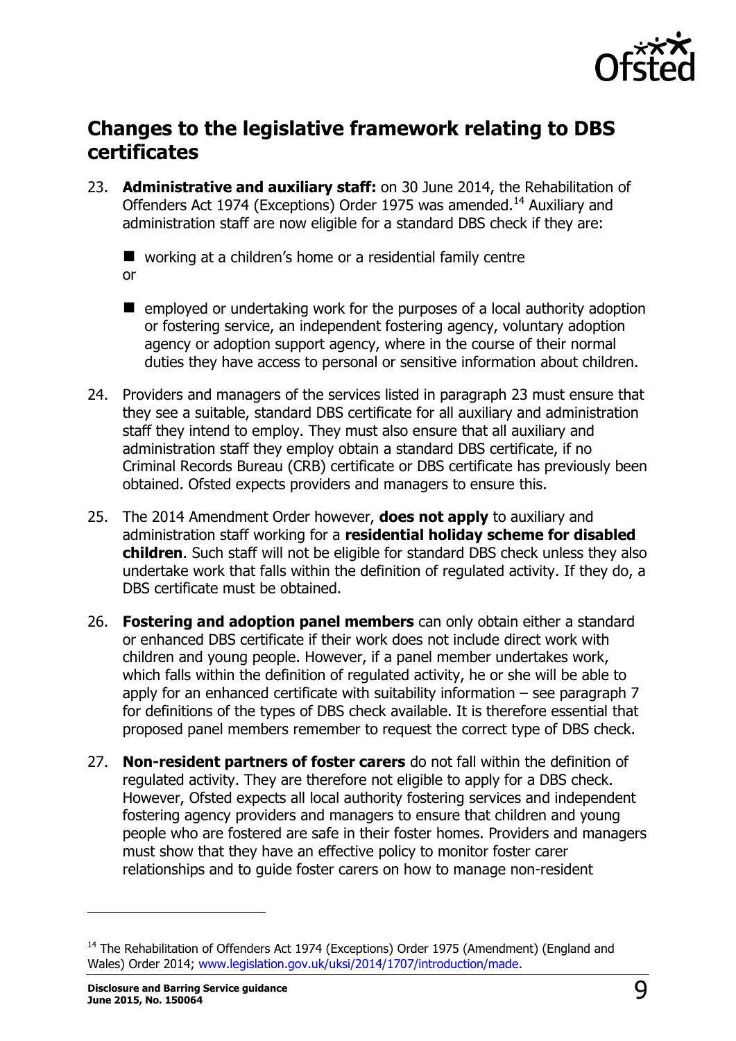## Changes to the legislative framework relating to DBS certificates

23. **Administrative and auxiliary staff:** on 30 June 2014, the Rehabilitation of Offenders Act 1974 (Exceptions) Order 1975 was amended.[14] Auxiliary and administration staff are now eligible for a standard DBS check if they are:

    - working at a children's home or a residential family centre

    or

    - employed or undertaking work for the purposes of a local authority adoption or fostering service, an independent fostering agency, voluntary adoption agency or adoption support agency, where in the course of their normal duties they have access to personal or sensitive information about children.

24. Providers and managers of the services listed in paragraph 23 must ensure that they see a suitable, standard DBS certificate for all auxiliary and administration staff they intend to employ. They must also ensure that all auxiliary and administration staff they employ obtain a standard DBS certificate, if no Criminal Records Bureau (CRB) certificate or DBS certificate has previously been obtained. Ofsted expects providers and managers to ensure this.

25. The 2014 Amendment Order however, **does not apply** to auxiliary and administration staff working for a **residential holiday scheme for disabled children**. Such staff will not be eligible for standard DBS check unless they also undertake work that falls within the definition of regulated activity. If they do, a DBS certificate must be obtained.

26. **Fostering and adoption panel members** can only obtain either a standard or enhanced DBS certificate if their work does not include direct work with children and young people. However, if a panel member undertakes work, which falls within the definition of regulated activity, he or she will be able to apply for an enhanced certificate with suitability information – see paragraph 7 for definitions of the types of DBS check available. It is therefore essential that proposed panel members remember to request the correct type of DBS check.

27. **Non-resident partners of foster carers** do not fall within the definition of regulated activity. They are therefore not eligible to apply for a DBS check. However, Ofsted expects all local authority fostering services and independent fostering agency providers and managers to ensure that children and young people who are fostered are safe in their foster homes. Providers and managers must show that they have an effective policy to monitor foster carer relationships and to guide foster carers on how to manage non-resident

---

[14] The Rehabilitation of Offenders Act 1974 (Exceptions) Order 1975 (Amendment) (England and Wales) Order 2014; www.legislation.gov.uk/uksi/2014/1707/introduction/made.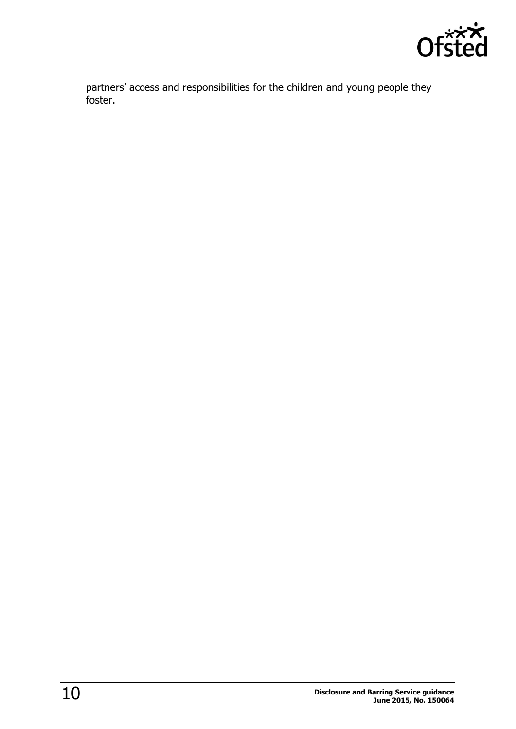partners' access and responsibilities for the children and young people they foster.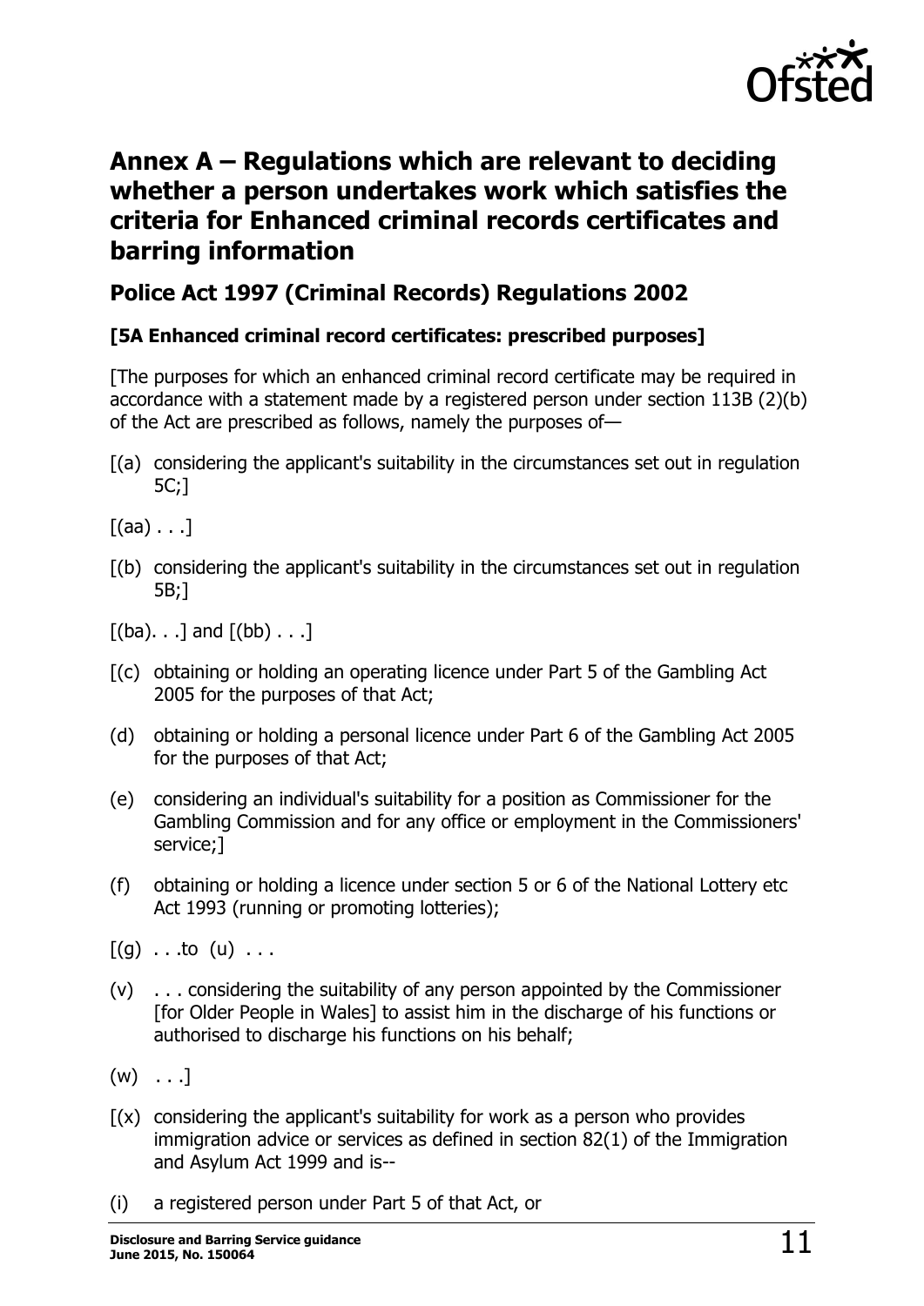## Annex A – Regulations which are relevant to deciding whether a person undertakes work which satisfies the criteria for Enhanced criminal records certificates and barring information

### Police Act 1997 (Criminal Records) Regulations 2002

**[5A Enhanced criminal record certificates: prescribed purposes]**

[The purposes for which an enhanced criminal record certificate may be required in accordance with a statement made by a registered person under section 113B (2)(b) of the Act are prescribed as follows, namely the purposes of—

[(a) considering the applicant's suitability in the circumstances set out in regulation 5C;]

[(aa) . . .]

[(b) considering the applicant's suitability in the circumstances set out in regulation 5B;]

[(ba). . .] and [(bb) . . .]

[(c) obtaining or holding an operating licence under Part 5 of the Gambling Act 2005 for the purposes of that Act;

(d) obtaining or holding a personal licence under Part 6 of the Gambling Act 2005 for the purposes of that Act;

(e) considering an individual's suitability for a position as Commissioner for the Gambling Commission and for any office or employment in the Commissioners' service;]

(f) obtaining or holding a licence under section 5 or 6 of the National Lottery etc Act 1993 (running or promoting lotteries);

[(g) . . .to (u) . . .

(v) . . . considering the suitability of any person appointed by the Commissioner [for Older People in Wales] to assist him in the discharge of his functions or authorised to discharge his functions on his behalf;

(w) . . .]

[(x) considering the applicant's suitability for work as a person who provides immigration advice or services as defined in section 82(1) of the Immigration and Asylum Act 1999 and is--

(i) a registered person under Part 5 of that Act, or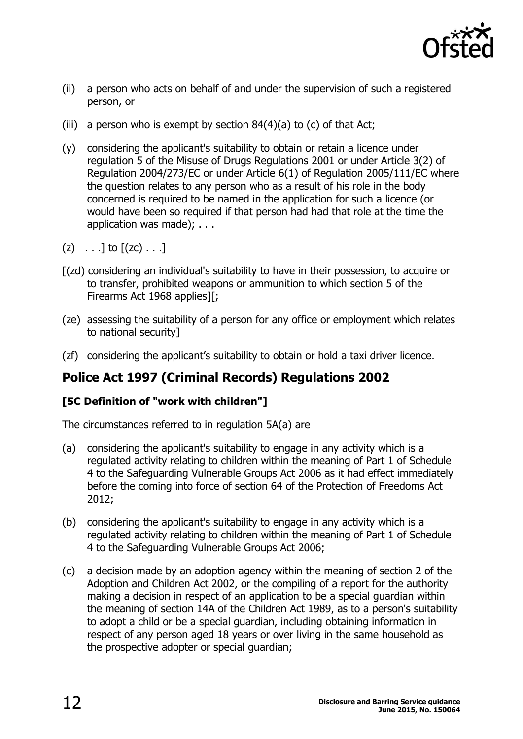(ii) a person who acts on behalf of and under the supervision of such a registered person, or

(iii) a person who is exempt by section 84(4)(a) to (c) of that Act;

(y) considering the applicant's suitability to obtain or retain a licence under regulation 5 of the Misuse of Drugs Regulations 2001 or under Article 3(2) of Regulation 2004/273/EC or under Article 6(1) of Regulation 2005/111/EC where the question relates to any person who as a result of his role in the body concerned is required to be named in the application for such a licence (or would have been so required if that person had had that role at the time the application was made); . . .

(z) . . .] to [(zc) . . .]

[(zd) considering an individual's suitability to have in their possession, to acquire or to transfer, prohibited weapons or ammunition to which section 5 of the Firearms Act 1968 applies][;

(ze) assessing the suitability of a person for any office or employment which relates to national security]

(zf) considering the applicant's suitability to obtain or hold a taxi driver licence.

## Police Act 1997 (Criminal Records) Regulations 2002

### [5C Definition of "work with children"]

The circumstances referred to in regulation 5A(a) are

(a) considering the applicant's suitability to engage in any activity which is a regulated activity relating to children within the meaning of Part 1 of Schedule 4 to the Safeguarding Vulnerable Groups Act 2006 as it had effect immediately before the coming into force of section 64 of the Protection of Freedoms Act 2012;

(b) considering the applicant's suitability to engage in any activity which is a regulated activity relating to children within the meaning of Part 1 of Schedule 4 to the Safeguarding Vulnerable Groups Act 2006;

(c) a decision made by an adoption agency within the meaning of section 2 of the Adoption and Children Act 2002, or the compiling of a report for the authority making a decision in respect of an application to be a special guardian within the meaning of section 14A of the Children Act 1989, as to a person's suitability to adopt a child or be a special guardian, including obtaining information in respect of any person aged 18 years or over living in the same household as the prospective adopter or special guardian;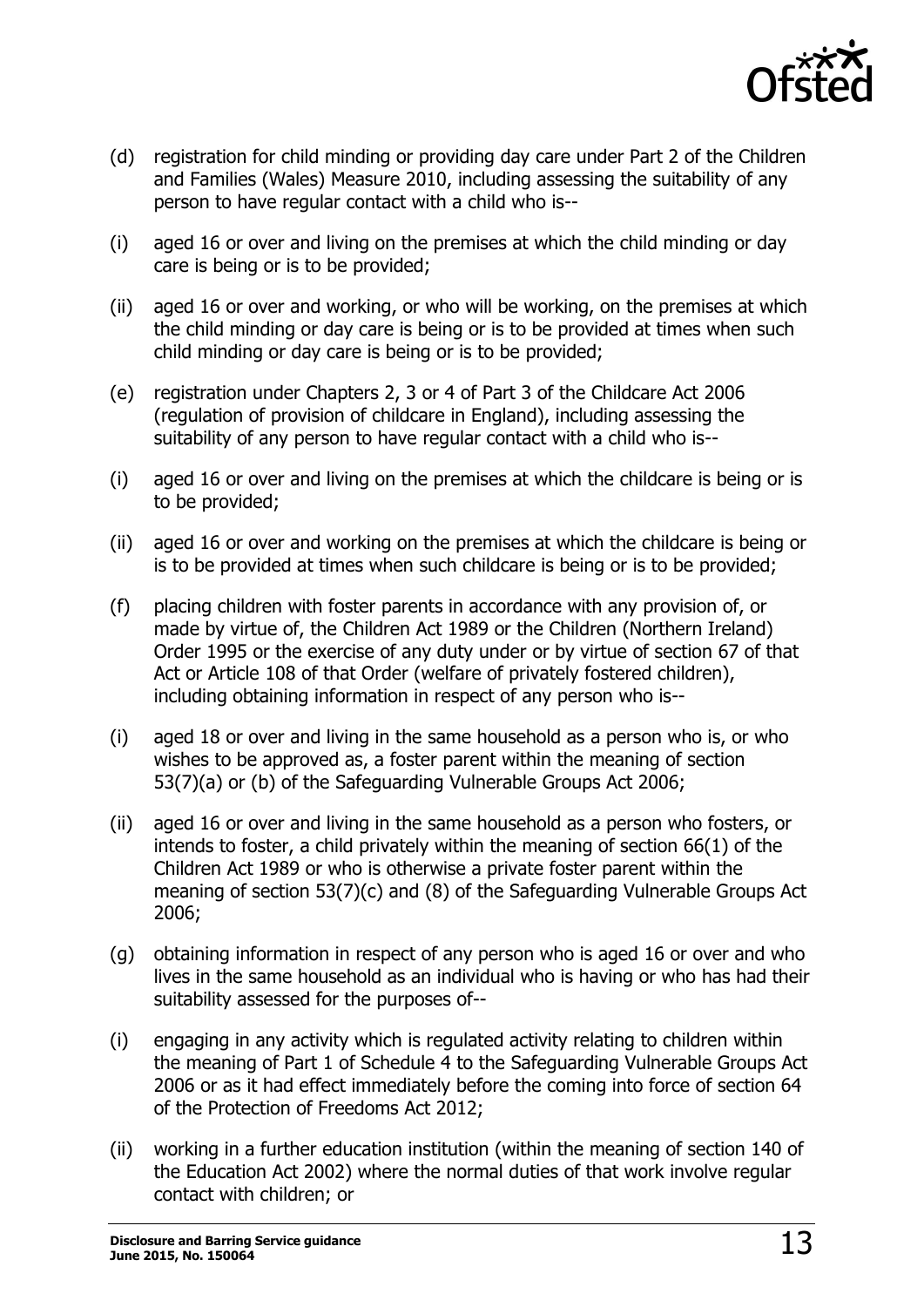(d) registration for child minding or providing day care under Part 2 of the Children and Families (Wales) Measure 2010, including assessing the suitability of any person to have regular contact with a child who is--

(i) aged 16 or over and living on the premises at which the child minding or day care is being or is to be provided;

(ii) aged 16 or over and working, or who will be working, on the premises at which the child minding or day care is being or is to be provided at times when such child minding or day care is being or is to be provided;

(e) registration under Chapters 2, 3 or 4 of Part 3 of the Childcare Act 2006 (regulation of provision of childcare in England), including assessing the suitability of any person to have regular contact with a child who is--

(i) aged 16 or over and living on the premises at which the childcare is being or is to be provided;

(ii) aged 16 or over and working on the premises at which the childcare is being or is to be provided at times when such childcare is being or is to be provided;

(f) placing children with foster parents in accordance with any provision of, or made by virtue of, the Children Act 1989 or the Children (Northern Ireland) Order 1995 or the exercise of any duty under or by virtue of section 67 of that Act or Article 108 of that Order (welfare of privately fostered children), including obtaining information in respect of any person who is--

(i) aged 18 or over and living in the same household as a person who is, or who wishes to be approved as, a foster parent within the meaning of section 53(7)(a) or (b) of the Safeguarding Vulnerable Groups Act 2006;

(ii) aged 16 or over and living in the same household as a person who fosters, or intends to foster, a child privately within the meaning of section 66(1) of the Children Act 1989 or who is otherwise a private foster parent within the meaning of section 53(7)(c) and (8) of the Safeguarding Vulnerable Groups Act 2006;

(g) obtaining information in respect of any person who is aged 16 or over and who lives in the same household as an individual who is having or who has had their suitability assessed for the purposes of--

(i) engaging in any activity which is regulated activity relating to children within the meaning of Part 1 of Schedule 4 to the Safeguarding Vulnerable Groups Act 2006 or as it had effect immediately before the coming into force of section 64 of the Protection of Freedoms Act 2012;

(ii) working in a further education institution (within the meaning of section 140 of the Education Act 2002) where the normal duties of that work involve regular contact with children; or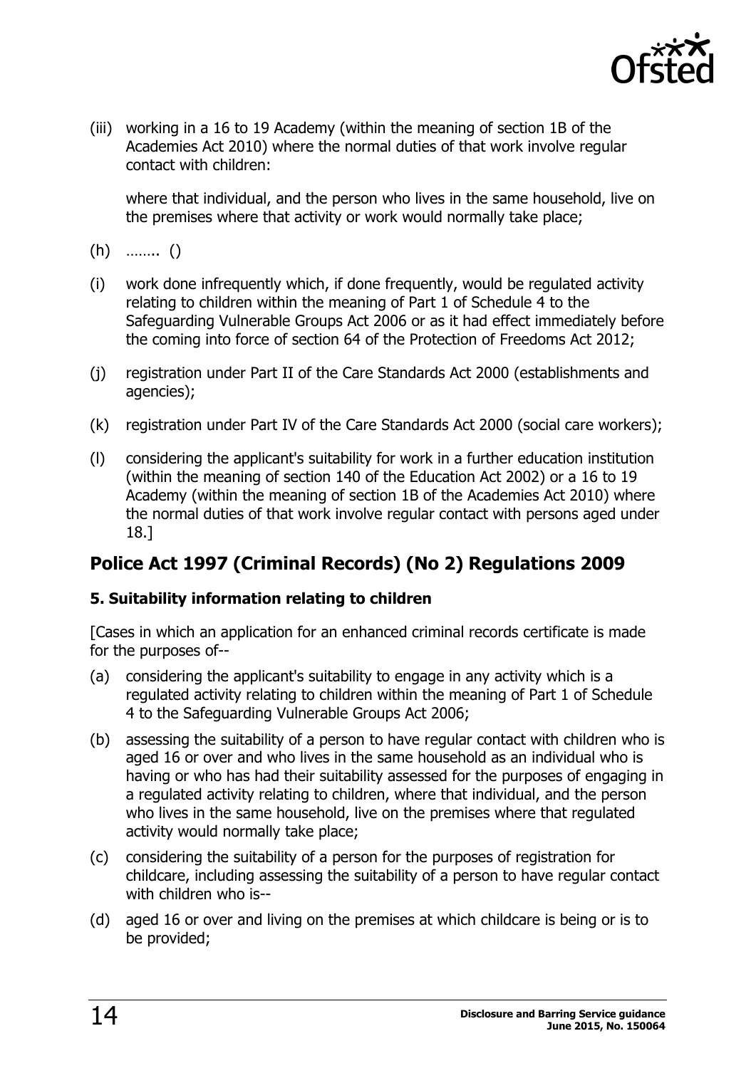(iii) working in a 16 to 19 Academy (within the meaning of section 1B of the Academies Act 2010) where the normal duties of that work involve regular contact with children:

where that individual, and the person who lives in the same household, live on the premises where that activity or work would normally take place;

(h) …….. ()

(i) work done infrequently which, if done frequently, would be regulated activity relating to children within the meaning of Part 1 of Schedule 4 to the Safeguarding Vulnerable Groups Act 2006 or as it had effect immediately before the coming into force of section 64 of the Protection of Freedoms Act 2012;

(j) registration under Part II of the Care Standards Act 2000 (establishments and agencies);

(k) registration under Part IV of the Care Standards Act 2000 (social care workers);

(l) considering the applicant's suitability for work in a further education institution (within the meaning of section 140 of the Education Act 2002) or a 16 to 19 Academy (within the meaning of section 1B of the Academies Act 2010) where the normal duties of that work involve regular contact with persons aged under 18.]

## Police Act 1997 (Criminal Records) (No 2) Regulations 2009

**5. Suitability information relating to children**

[Cases in which an application for an enhanced criminal records certificate is made for the purposes of--

(a) considering the applicant's suitability to engage in any activity which is a regulated activity relating to children within the meaning of Part 1 of Schedule 4 to the Safeguarding Vulnerable Groups Act 2006;

(b) assessing the suitability of a person to have regular contact with children who is aged 16 or over and who lives in the same household as an individual who is having or who has had their suitability assessed for the purposes of engaging in a regulated activity relating to children, where that individual, and the person who lives in the same household, live on the premises where that regulated activity would normally take place;

(c) considering the suitability of a person for the purposes of registration for childcare, including assessing the suitability of a person to have regular contact with children who is--

(d) aged 16 or over and living on the premises at which childcare is being or is to be provided;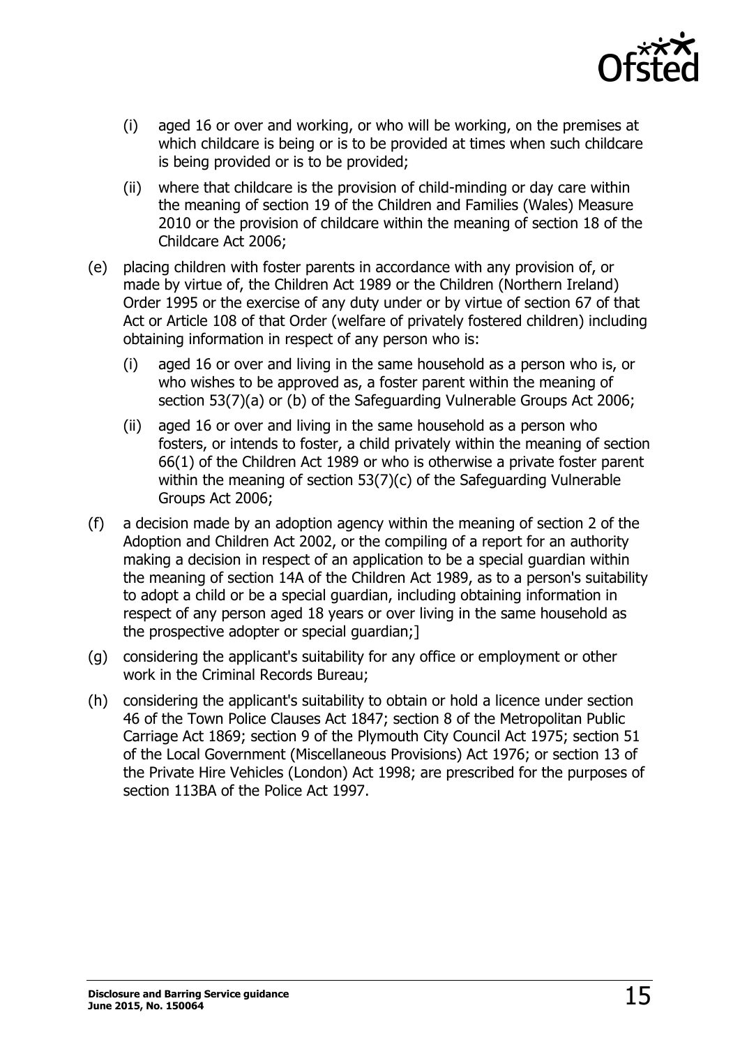(i) aged 16 or over and working, or who will be working, on the premises at which childcare is being or is to be provided at times when such childcare is being provided or is to be provided;

(ii) where that childcare is the provision of child-minding or day care within the meaning of section 19 of the Children and Families (Wales) Measure 2010 or the provision of childcare within the meaning of section 18 of the Childcare Act 2006;

(e) placing children with foster parents in accordance with any provision of, or made by virtue of, the Children Act 1989 or the Children (Northern Ireland) Order 1995 or the exercise of any duty under or by virtue of section 67 of that Act or Article 108 of that Order (welfare of privately fostered children) including obtaining information in respect of any person who is:

(i) aged 16 or over and living in the same household as a person who is, or who wishes to be approved as, a foster parent within the meaning of section 53(7)(a) or (b) of the Safeguarding Vulnerable Groups Act 2006;

(ii) aged 16 or over and living in the same household as a person who fosters, or intends to foster, a child privately within the meaning of section 66(1) of the Children Act 1989 or who is otherwise a private foster parent within the meaning of section 53(7)(c) of the Safeguarding Vulnerable Groups Act 2006;

(f) a decision made by an adoption agency within the meaning of section 2 of the Adoption and Children Act 2002, or the compiling of a report for an authority making a decision in respect of an application to be a special guardian within the meaning of section 14A of the Children Act 1989, as to a person's suitability to adopt a child or be a special guardian, including obtaining information in respect of any person aged 18 years or over living in the same household as the prospective adopter or special guardian;]

(g) considering the applicant's suitability for any office or employment or other work in the Criminal Records Bureau;

(h) considering the applicant's suitability to obtain or hold a licence under section 46 of the Town Police Clauses Act 1847; section 8 of the Metropolitan Public Carriage Act 1869; section 9 of the Plymouth City Council Act 1975; section 51 of the Local Government (Miscellaneous Provisions) Act 1976; or section 13 of the Private Hire Vehicles (London) Act 1998; are prescribed for the purposes of section 113BA of the Police Act 1997.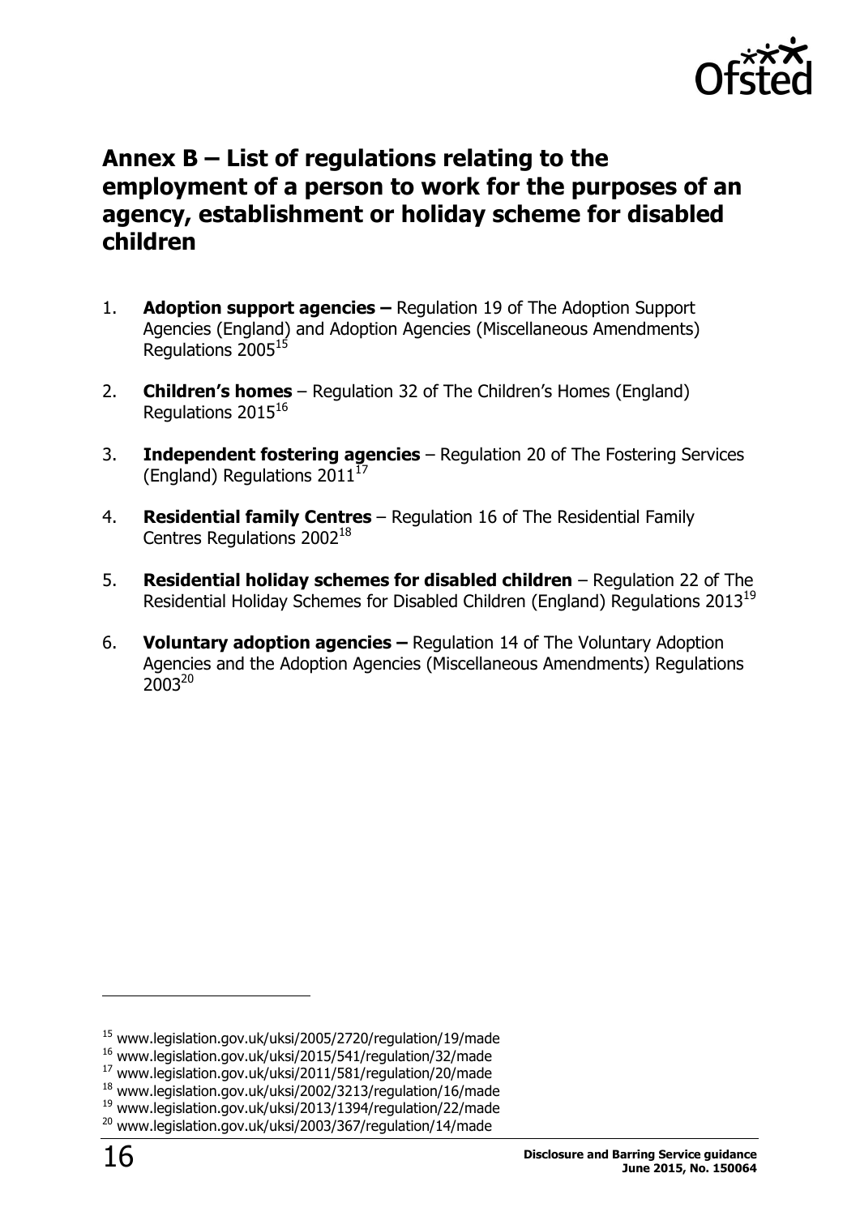## Annex B – List of regulations relating to the employment of a person to work for the purposes of an agency, establishment or holiday scheme for disabled children

1. **Adoption support agencies –** Regulation 19 of The Adoption Support Agencies (England) and Adoption Agencies (Miscellaneous Amendments) Regulations 2005[15]

2. **Children's homes** – Regulation 32 of The Children's Homes (England) Regulations 2015[16]

3. **Independent fostering agencies** – Regulation 20 of The Fostering Services (England) Regulations 2011[17]

4. **Residential family Centres** – Regulation 16 of The Residential Family Centres Regulations 2002[18]

5. **Residential holiday schemes for disabled children** – Regulation 22 of The Residential Holiday Schemes for Disabled Children (England) Regulations 2013[19]

6. **Voluntary adoption agencies –** Regulation 14 of The Voluntary Adoption Agencies and the Adoption Agencies (Miscellaneous Amendments) Regulations 2003[20]

---

[15] www.legislation.gov.uk/uksi/2005/2720/regulation/19/made
[16] www.legislation.gov.uk/uksi/2015/541/regulation/32/made
[17] www.legislation.gov.uk/uksi/2011/581/regulation/20/made
[18] www.legislation.gov.uk/uksi/2002/3213/regulation/16/made
[19] www.legislation.gov.uk/uksi/2013/1394/regulation/22/made
[20] www.legislation.gov.uk/uksi/2003/367/regulation/14/made